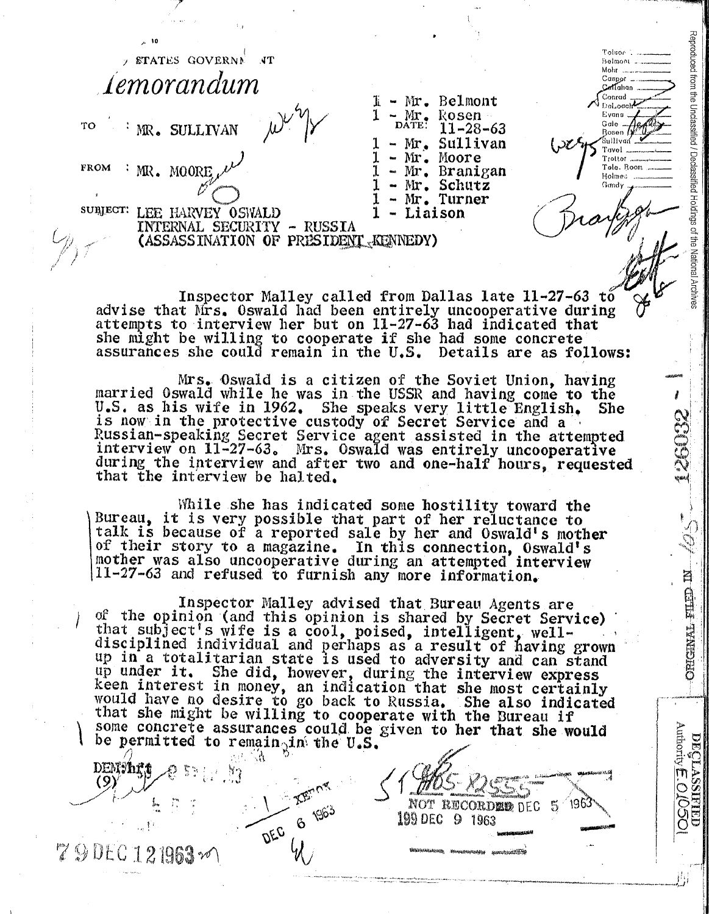UNITED STATES GOVERNMENT

# Memorandum

TO : MR. SULLIVAN

FROM : MR. MOORE

DATE: 11-28-63

1 - Mr. Belmont
1 - Mr. Rosen
1 - Mr. Sullivan
1 - Mr. Moore
1 - Mr. Branigan
1 - Mr. Schutz
1 - Mr. Turner
1 - Liaison

SUBJECT: LEE HARVEY OSWALD
INTERNAL SECURITY - RUSSIA
(ASSASSINATION OF PRESIDENT KENNEDY)

Inspector Malley called from Dallas late 11-27-63 to advise that Mrs. Oswald had been entirely uncooperative during attempts to interview her but on 11-27-63 had indicated that she might be willing to cooperate if she had some concrete assurances she could remain in the U.S. Details are as follows:

Mrs. Oswald is a citizen of the Soviet Union, having married Oswald while he was in the USSR and having come to the U.S. as his wife in 1962. She speaks very little English. She is now in the protective custody of Secret Service and a Russian-speaking Secret Service agent assisted in the attempted interview on 11-27-63. Mrs. Oswald was entirely uncooperative during the interview and after two and one-half hours, requested that the interview be halted.

While she has indicated some hostility toward the Bureau, it is very possible that part of her reluctance to talk is because of a reported sale by her and Oswald's mother of their story to a magazine. In this connection, Oswald's mother was also uncooperative during an attempted interview 11-27-63 and refused to furnish any more information.

Inspector Malley advised that Bureau Agents are of the opinion (and this opinion is shared by Secret Service) that subject's wife is a cool, poised, intelligent, well-disciplined individual and perhaps as a result of having grown up in a totalitarian state is used to adversity and can stand up under it. She did, however, during the interview express keen interest in money, an indication that she most certainly would have no desire to go back to Russia. She also indicated that she might be willing to cooperate with the Bureau if some concrete assurances could be given to her that she would be permitted to remain in the U.S.

DEM:hfg
(9)

NOT RECORDED DEC 5 1963
199 DEC 9 1963

XEROX DEC 6 1963

79 DEC 12 1963

ORIGINAL FILED IN

DECLASSIFIED Authority E.O.10501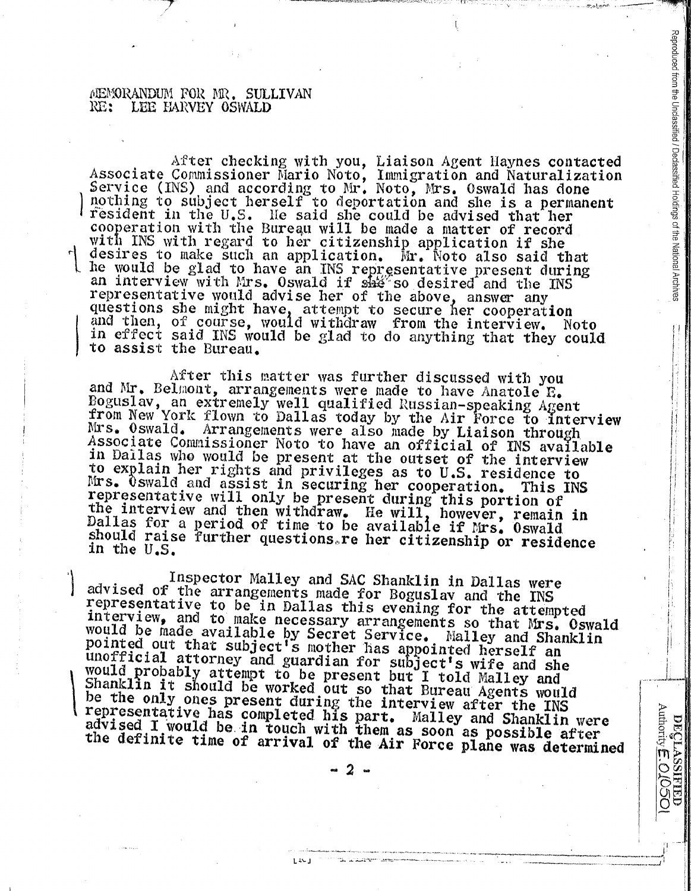MEMORANDUM FOR MR. SULLIVAN
RE: LEE HARVEY OSWALD

After checking with you, Liaison Agent Haynes contacted Associate Commissioner Mario Noto, Immigration and Naturalization Service (INS) and according to Mr. Noto, Mrs. Oswald has done nothing to subject herself to deportation and she is a permanent resident in the U.S. He said she could be advised that her cooperation with the Bureau will be made a matter of record with INS with regard to her citizenship application if she desires to make such an application. Mr. Noto also said that he would be glad to have an INS representative present during an interview with Mrs. Oswald if she so desired and the INS representative would advise her of the above, answer any questions she might have, attempt to secure her cooperation and then, of course, would withdraw from the interview. Noto in effect said INS would be glad to do anything that they could to assist the Bureau.

After this matter was further discussed with you and Mr. Belmont, arrangements were made to have Anatole E. Boguslav, an extremely well qualified Russian-speaking Agent from New York flown to Dallas today by the Air Force to interview Mrs. Oswald. Arrangements were also made by Liaison through Associate Commissioner Noto to have an official of INS available in Dallas who would be present at the outset of the interview to explain her rights and privileges as to U.S. residence to Mrs. Oswald and assist in securing her cooperation. This INS representative will only be present during this portion of the interview and then withdraw. He will, however, remain in Dallas for a period of time to be available if Mrs. Oswald should raise further questions re her citizenship or residence in the U.S.

Inspector Malley and SAC Shanklin in Dallas were advised of the arrangements made for Boguslav and the INS representative to be in Dallas this evening for the attempted interview, and to make necessary arrangements so that Mrs. Oswald would be made available by Secret Service. Malley and Shanklin pointed out that subject's mother has appointed herself an unofficial attorney and guardian for subject's wife and she would probably attempt to be present but I told Malley and Shanklin it should be worked out so that Bureau Agents would be the only ones present during the interview after the INS representative has completed his part. Malley and Shanklin were advised I would be in touch with them as soon as possible after the definite time of arrival of the Air Force plane was determined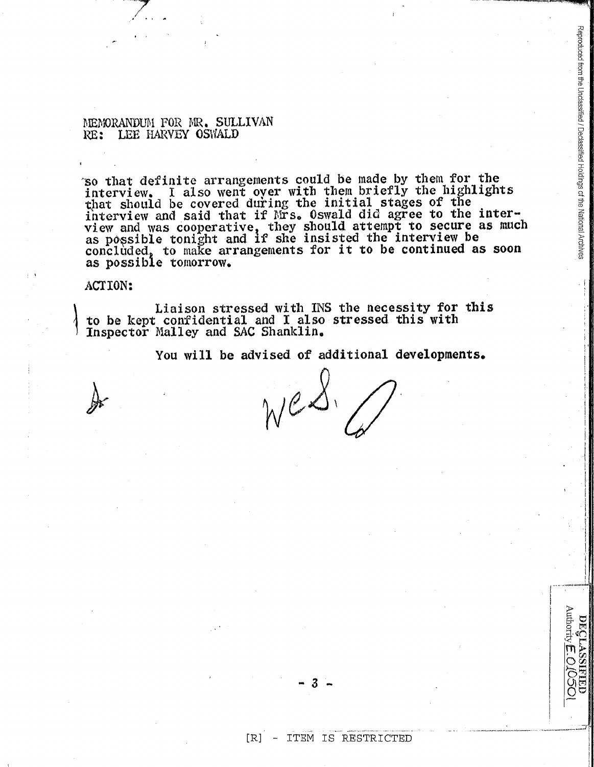MEMORANDUM FOR MR. SULLIVAN
RE: LEE HARVEY OSWALD

so that definite arrangements could be made by them for the interview. I also went over with them briefly the highlights that should be covered during the initial stages of the interview and said that if Mrs. Oswald did agree to the interview and was cooperative, they should attempt to secure as much as possible tonight and if she insisted the interview be concluded, to make arrangements for it to be continued as soon as possible tomorrow.

ACTION:

Liaison stressed with INS the necessity for this to be kept confidential and I also stressed this with Inspector Malley and SAC Shanklin.

You will be advised of additional developments.

WCS

DECLASSIFIED
Authority E.O.10501

[R] - ITEM IS RESTRICTED